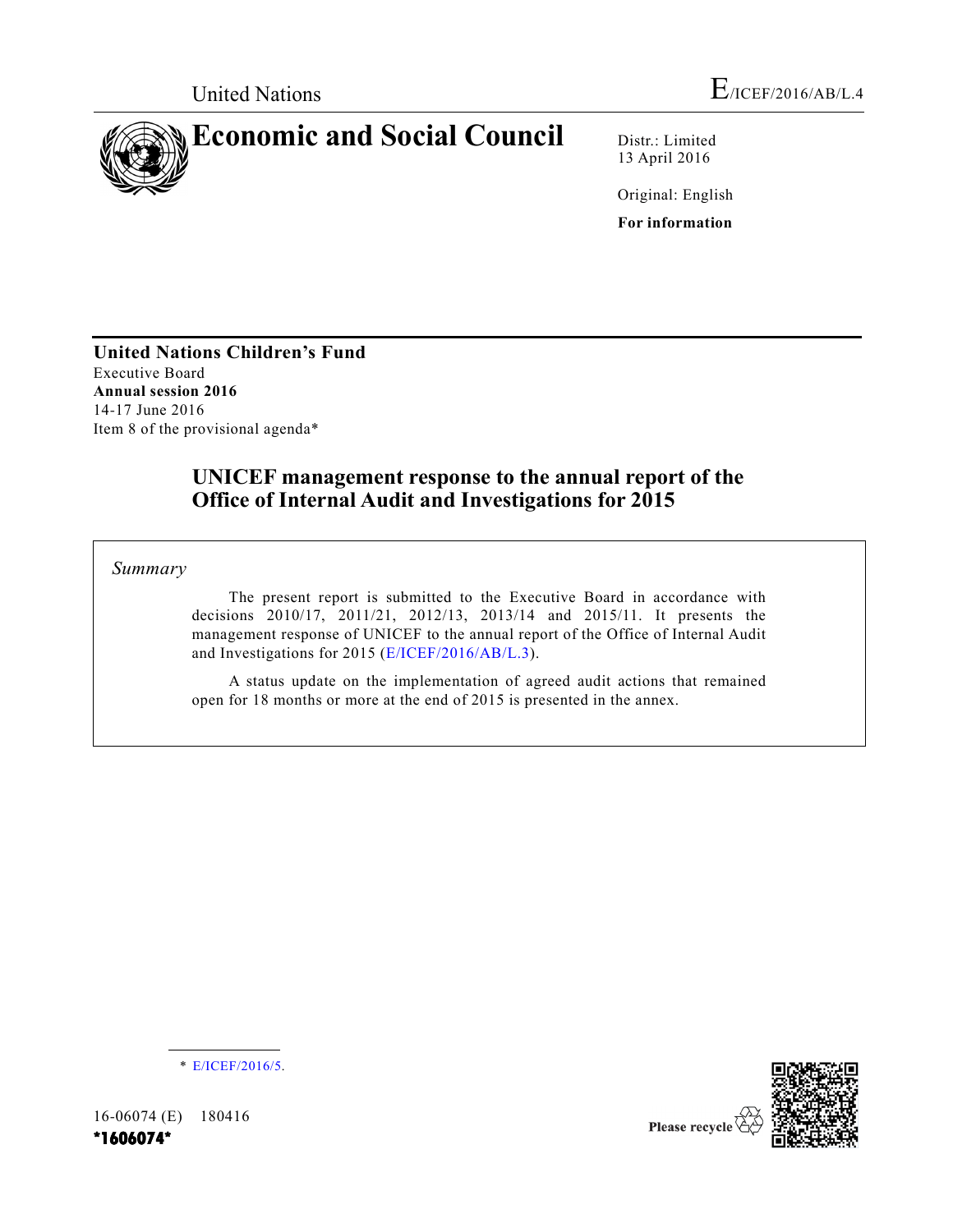United Nations

E/ICEF/2016/AB/L.4

# Economic and Social Council

Distr.: Limited
13 April 2016

Original: English

**For information**

---

**United Nations Children's Fund**
Executive Board
**Annual session 2016**
14-17 June 2016
Item 8 of the provisional agenda*

## UNICEF management response to the annual report of the Office of Internal Audit and Investigations for 2015

*Summary*

The present report is submitted to the Executive Board in accordance with decisions 2010/17, 2011/21, 2012/13, 2013/14 and 2015/11. It presents the management response of UNICEF to the annual report of the Office of Internal Audit and Investigations for 2015 (E/ICEF/2016/AB/L.3).

A status update on the implementation of agreed audit actions that remained open for 18 months or more at the end of 2015 is presented in the annex.

\* E/ICEF/2016/5.

16-06074 (E) 180416

*1606074*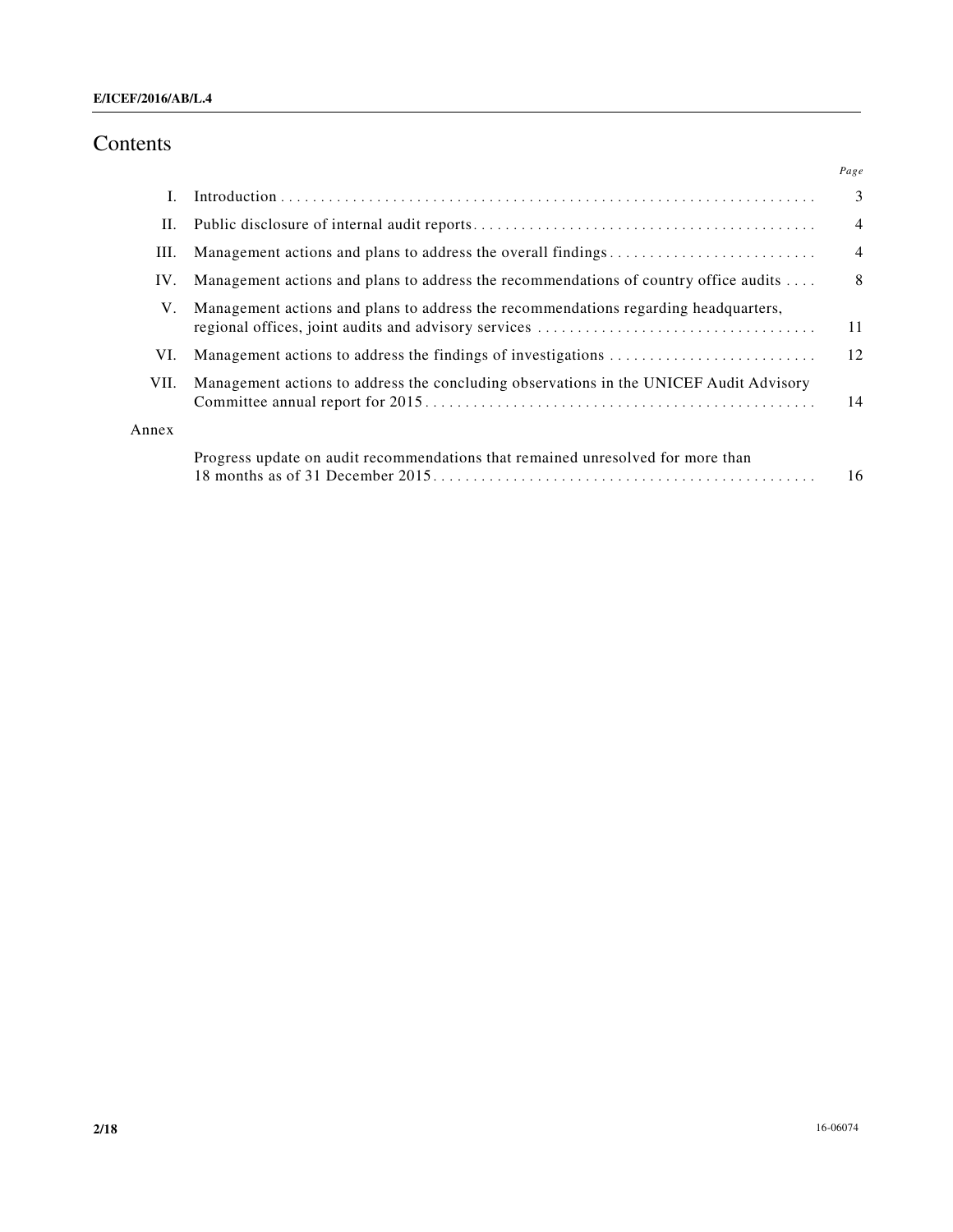# Contents

| | | Page |
|---|---|---|
| I. | Introduction | 3 |
| II. | Public disclosure of internal audit reports | 4 |
| III. | Management actions and plans to address the overall findings | 4 |
| IV. | Management actions and plans to address the recommendations of country office audits | 8 |
| V. | Management actions and plans to address the recommendations regarding headquarters, regional offices, joint audits and advisory services | 11 |
| VI. | Management actions to address the findings of investigations | 12 |
| VII. | Management actions to address the concluding observations in the UNICEF Audit Advisory Committee annual report for 2015 | 14 |
| Annex | | |
| | Progress update on audit recommendations that remained unresolved for more than 18 months as of 31 December 2015 | 16 |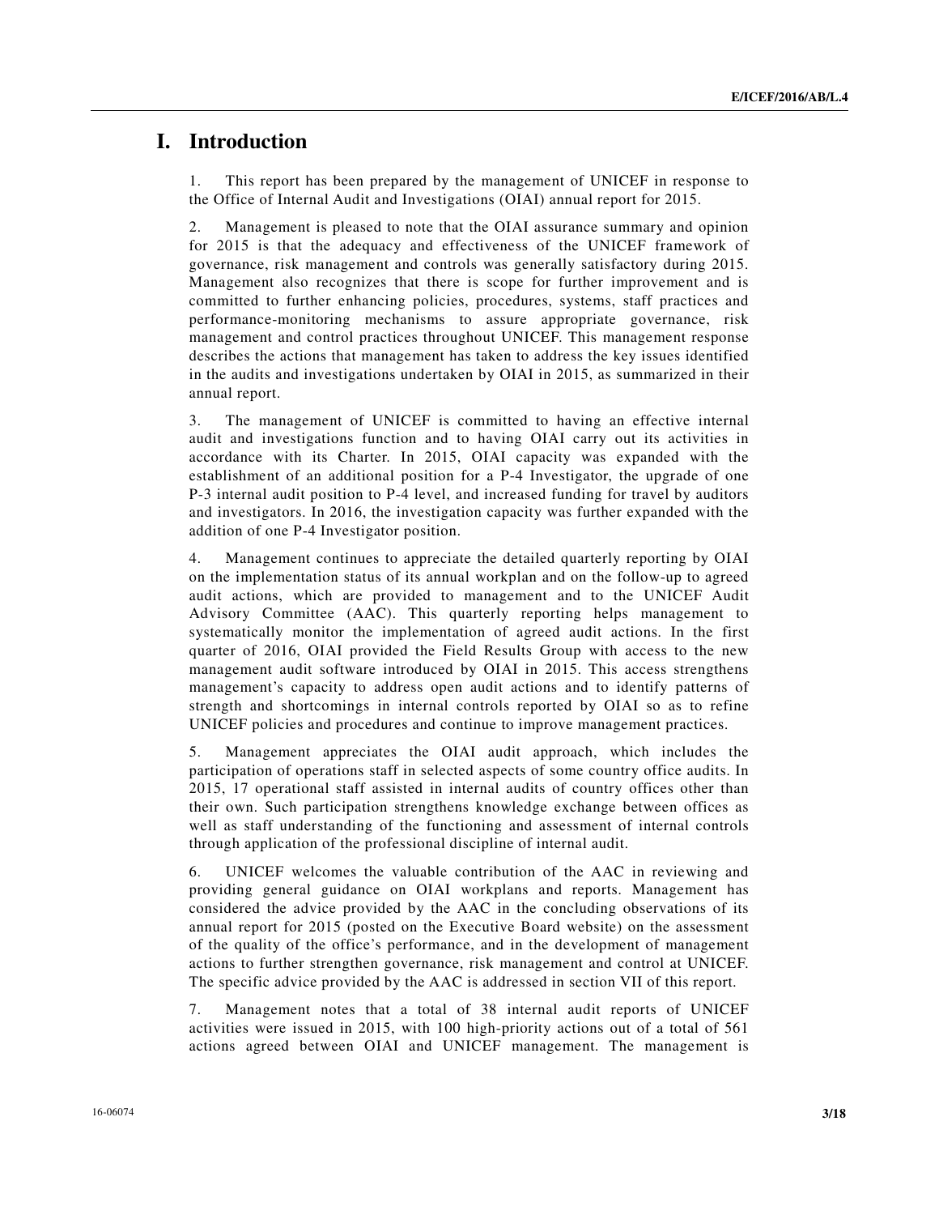# I. Introduction

1. This report has been prepared by the management of UNICEF in response to the Office of Internal Audit and Investigations (OIAI) annual report for 2015.

2. Management is pleased to note that the OIAI assurance summary and opinion for 2015 is that the adequacy and effectiveness of the UNICEF framework of governance, risk management and controls was generally satisfactory during 2015. Management also recognizes that there is scope for further improvement and is committed to further enhancing policies, procedures, systems, staff practices and performance-monitoring mechanisms to assure appropriate governance, risk management and control practices throughout UNICEF. This management response describes the actions that management has taken to address the key issues identified in the audits and investigations undertaken by OIAI in 2015, as summarized in their annual report.

3. The management of UNICEF is committed to having an effective internal audit and investigations function and to having OIAI carry out its activities in accordance with its Charter. In 2015, OIAI capacity was expanded with the establishment of an additional position for a P-4 Investigator, the upgrade of one P-3 internal audit position to P-4 level, and increased funding for travel by auditors and investigators. In 2016, the investigation capacity was further expanded with the addition of one P-4 Investigator position.

4. Management continues to appreciate the detailed quarterly reporting by OIAI on the implementation status of its annual workplan and on the follow-up to agreed audit actions, which are provided to management and to the UNICEF Audit Advisory Committee (AAC). This quarterly reporting helps management to systematically monitor the implementation of agreed audit actions. In the first quarter of 2016, OIAI provided the Field Results Group with access to the new management audit software introduced by OIAI in 2015. This access strengthens management's capacity to address open audit actions and to identify patterns of strength and shortcomings in internal controls reported by OIAI so as to refine UNICEF policies and procedures and continue to improve management practices.

5. Management appreciates the OIAI audit approach, which includes the participation of operations staff in selected aspects of some country office audits. In 2015, 17 operational staff assisted in internal audits of country offices other than their own. Such participation strengthens knowledge exchange between offices as well as staff understanding of the functioning and assessment of internal controls through application of the professional discipline of internal audit.

6. UNICEF welcomes the valuable contribution of the AAC in reviewing and providing general guidance on OIAI workplans and reports. Management has considered the advice provided by the AAC in the concluding observations of its annual report for 2015 (posted on the Executive Board website) on the assessment of the quality of the office's performance, and in the development of management actions to further strengthen governance, risk management and control at UNICEF. The specific advice provided by the AAC is addressed in section VII of this report.

7. Management notes that a total of 38 internal audit reports of UNICEF activities were issued in 2015, with 100 high-priority actions out of a total of 561 actions agreed between OIAI and UNICEF management. The management is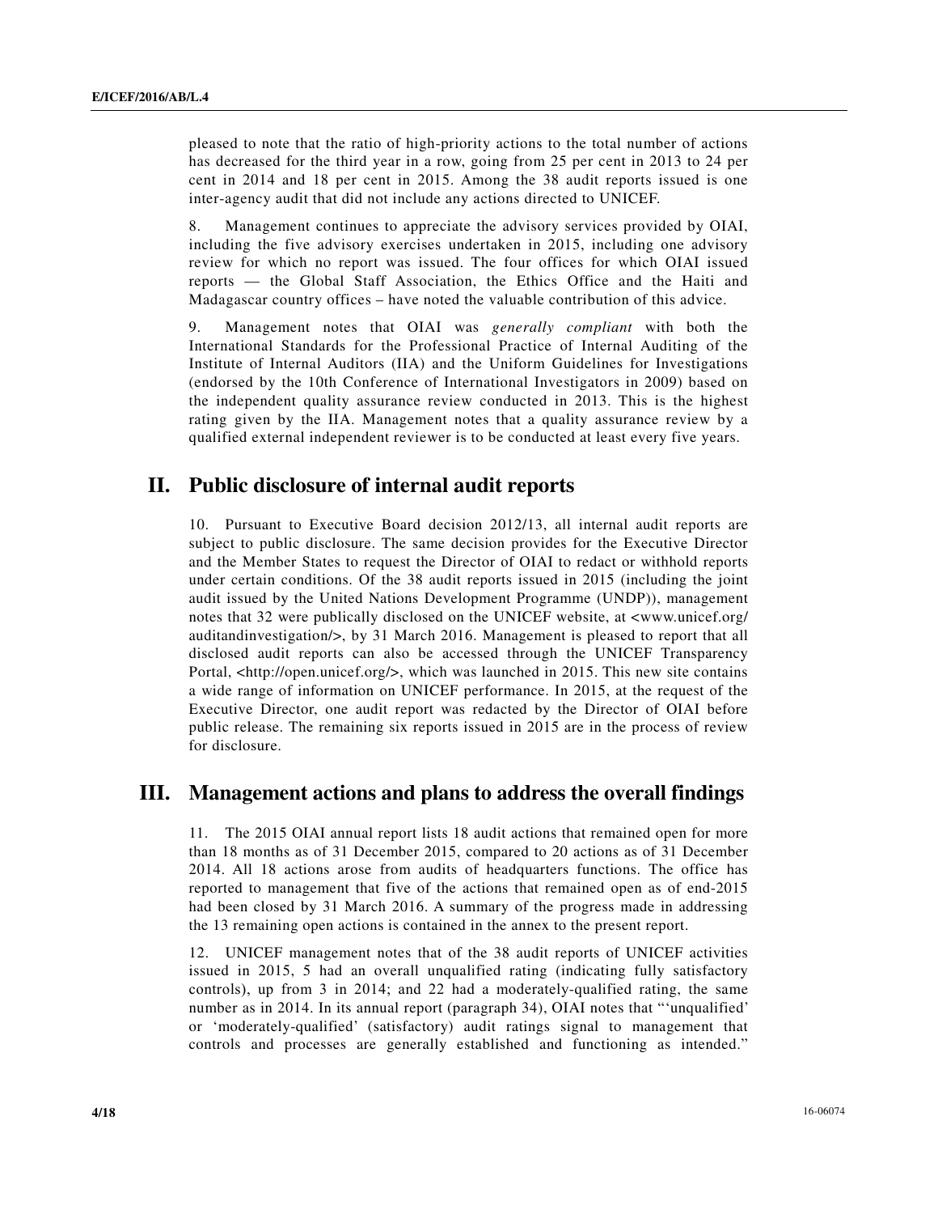pleased to note that the ratio of high-priority actions to the total number of actions has decreased for the third year in a row, going from 25 per cent in 2013 to 24 per cent in 2014 and 18 per cent in 2015. Among the 38 audit reports issued is one inter-agency audit that did not include any actions directed to UNICEF.

8. Management continues to appreciate the advisory services provided by OIAI, including the five advisory exercises undertaken in 2015, including one advisory review for which no report was issued. The four offices for which OIAI issued reports — the Global Staff Association, the Ethics Office and the Haiti and Madagascar country offices – have noted the valuable contribution of this advice.

9. Management notes that OIAI was *generally compliant* with both the International Standards for the Professional Practice of Internal Auditing of the Institute of Internal Auditors (IIA) and the Uniform Guidelines for Investigations (endorsed by the 10th Conference of International Investigators in 2009) based on the independent quality assurance review conducted in 2013. This is the highest rating given by the IIA. Management notes that a quality assurance review by a qualified external independent reviewer is to be conducted at least every five years.

# II. Public disclosure of internal audit reports

10. Pursuant to Executive Board decision 2012/13, all internal audit reports are subject to public disclosure. The same decision provides for the Executive Director and the Member States to request the Director of OIAI to redact or withhold reports under certain conditions. Of the 38 audit reports issued in 2015 (including the joint audit issued by the United Nations Development Programme (UNDP)), management notes that 32 were publically disclosed on the UNICEF website, at <www.unicef.org/auditandinvestigation/>, by 31 March 2016. Management is pleased to report that all disclosed audit reports can also be accessed through the UNICEF Transparency Portal, <http://open.unicef.org/>, which was launched in 2015. This new site contains a wide range of information on UNICEF performance. In 2015, at the request of the Executive Director, one audit report was redacted by the Director of OIAI before public release. The remaining six reports issued in 2015 are in the process of review for disclosure.

# III. Management actions and plans to address the overall findings

11. The 2015 OIAI annual report lists 18 audit actions that remained open for more than 18 months as of 31 December 2015, compared to 20 actions as of 31 December 2014. All 18 actions arose from audits of headquarters functions. The office has reported to management that five of the actions that remained open as of end-2015 had been closed by 31 March 2016. A summary of the progress made in addressing the 13 remaining open actions is contained in the annex to the present report.

12. UNICEF management notes that of the 38 audit reports of UNICEF activities issued in 2015, 5 had an overall unqualified rating (indicating fully satisfactory controls), up from 3 in 2014; and 22 had a moderately-qualified rating, the same number as in 2014. In its annual report (paragraph 34), OIAI notes that "'unqualified' or 'moderately-qualified' (satisfactory) audit ratings signal to management that controls and processes are generally established and functioning as intended."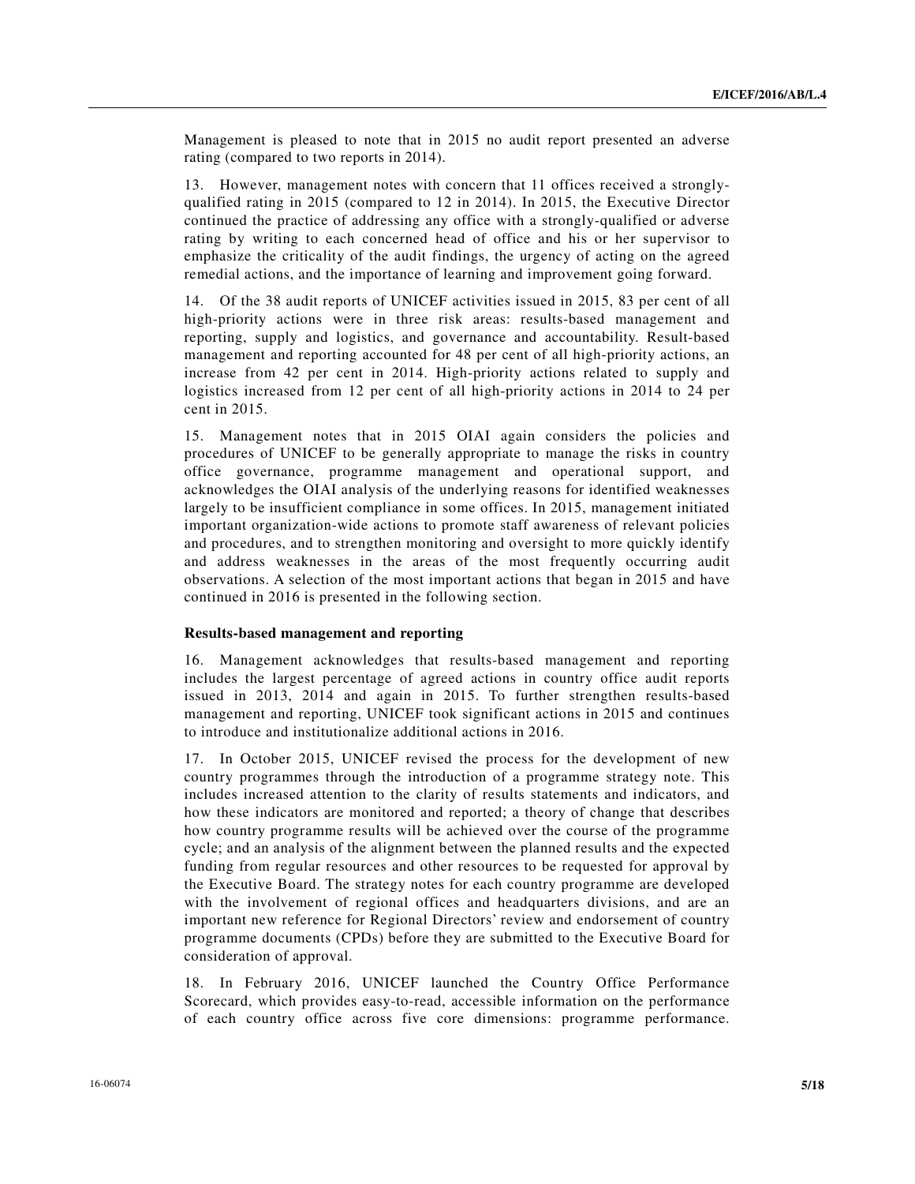Management is pleased to note that in 2015 no audit report presented an adverse rating (compared to two reports in 2014).

13. However, management notes with concern that 11 offices received a strongly-qualified rating in 2015 (compared to 12 in 2014). In 2015, the Executive Director continued the practice of addressing any office with a strongly-qualified or adverse rating by writing to each concerned head of office and his or her supervisor to emphasize the criticality of the audit findings, the urgency of acting on the agreed remedial actions, and the importance of learning and improvement going forward.

14. Of the 38 audit reports of UNICEF activities issued in 2015, 83 per cent of all high-priority actions were in three risk areas: results-based management and reporting, supply and logistics, and governance and accountability. Result-based management and reporting accounted for 48 per cent of all high-priority actions, an increase from 42 per cent in 2014. High-priority actions related to supply and logistics increased from 12 per cent of all high-priority actions in 2014 to 24 per cent in 2015.

15. Management notes that in 2015 OIAI again considers the policies and procedures of UNICEF to be generally appropriate to manage the risks in country office governance, programme management and operational support, and acknowledges the OIAI analysis of the underlying reasons for identified weaknesses largely to be insufficient compliance in some offices. In 2015, management initiated important organization-wide actions to promote staff awareness of relevant policies and procedures, and to strengthen monitoring and oversight to more quickly identify and address weaknesses in the areas of the most frequently occurring audit observations. A selection of the most important actions that began in 2015 and have continued in 2016 is presented in the following section.

### Results-based management and reporting

16. Management acknowledges that results-based management and reporting includes the largest percentage of agreed actions in country office audit reports issued in 2013, 2014 and again in 2015. To further strengthen results-based management and reporting, UNICEF took significant actions in 2015 and continues to introduce and institutionalize additional actions in 2016.

17. In October 2015, UNICEF revised the process for the development of new country programmes through the introduction of a programme strategy note. This includes increased attention to the clarity of results statements and indicators, and how these indicators are monitored and reported; a theory of change that describes how country programme results will be achieved over the course of the programme cycle; and an analysis of the alignment between the planned results and the expected funding from regular resources and other resources to be requested for approval by the Executive Board. The strategy notes for each country programme are developed with the involvement of regional offices and headquarters divisions, and are an important new reference for Regional Directors' review and endorsement of country programme documents (CPDs) before they are submitted to the Executive Board for consideration of approval.

18. In February 2016, UNICEF launched the Country Office Performance Scorecard, which provides easy-to-read, accessible information on the performance of each country office across five core dimensions: programme performance.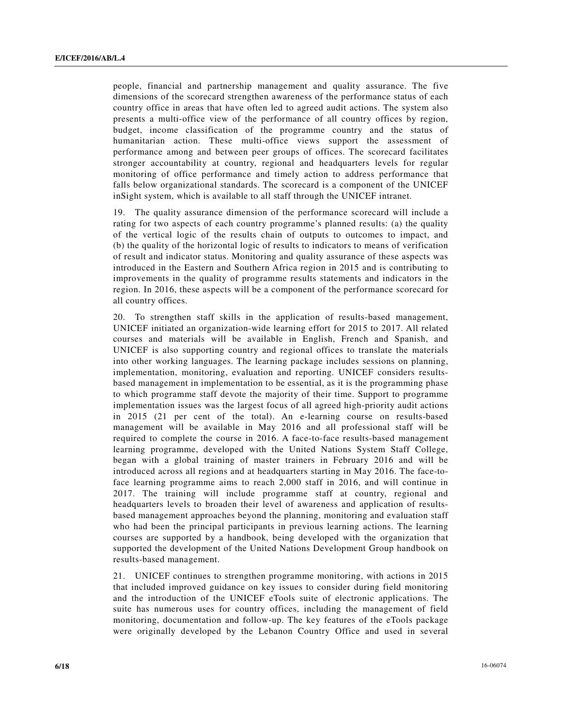people, financial and partnership management and quality assurance. The five dimensions of the scorecard strengthen awareness of the performance status of each country office in areas that have often led to agreed audit actions. The system also presents a multi-office view of the performance of all country offices by region, budget, income classification of the programme country and the status of humanitarian action. These multi-office views support the assessment of performance among and between peer groups of offices. The scorecard facilitates stronger accountability at country, regional and headquarters levels for regular monitoring of office performance and timely action to address performance that falls below organizational standards. The scorecard is a component of the UNICEF inSight system, which is available to all staff through the UNICEF intranet.

19. The quality assurance dimension of the performance scorecard will include a rating for two aspects of each country programme's planned results: (a) the quality of the vertical logic of the results chain of outputs to outcomes to impact, and (b) the quality of the horizontal logic of results to indicators to means of verification of result and indicator status. Monitoring and quality assurance of these aspects was introduced in the Eastern and Southern Africa region in 2015 and is contributing to improvements in the quality of programme results statements and indicators in the region. In 2016, these aspects will be a component of the performance scorecard for all country offices.

20. To strengthen staff skills in the application of results-based management, UNICEF initiated an organization-wide learning effort for 2015 to 2017. All related courses and materials will be available in English, French and Spanish, and UNICEF is also supporting country and regional offices to translate the materials into other working languages. The learning package includes sessions on planning, implementation, monitoring, evaluation and reporting. UNICEF considers results-based management in implementation to be essential, as it is the programming phase to which programme staff devote the majority of their time. Support to programme implementation issues was the largest focus of all agreed high-priority audit actions in 2015 (21 per cent of the total). An e-learning course on results-based management will be available in May 2016 and all professional staff will be required to complete the course in 2016. A face-to-face results-based management learning programme, developed with the United Nations System Staff College, began with a global training of master trainers in February 2016 and will be introduced across all regions and at headquarters starting in May 2016. The face-to-face learning programme aims to reach 2,000 staff in 2016, and will continue in 2017. The training will include programme staff at country, regional and headquarters levels to broaden their level of awareness and application of results-based management approaches beyond the planning, monitoring and evaluation staff who had been the principal participants in previous learning actions. The learning courses are supported by a handbook, being developed with the organization that supported the development of the United Nations Development Group handbook on results-based management.

21. UNICEF continues to strengthen programme monitoring, with actions in 2015 that included improved guidance on key issues to consider during field monitoring and the introduction of the UNICEF eTools suite of electronic applications. The suite has numerous uses for country offices, including the management of field monitoring, documentation and follow-up. The key features of the eTools package were originally developed by the Lebanon Country Office and used in several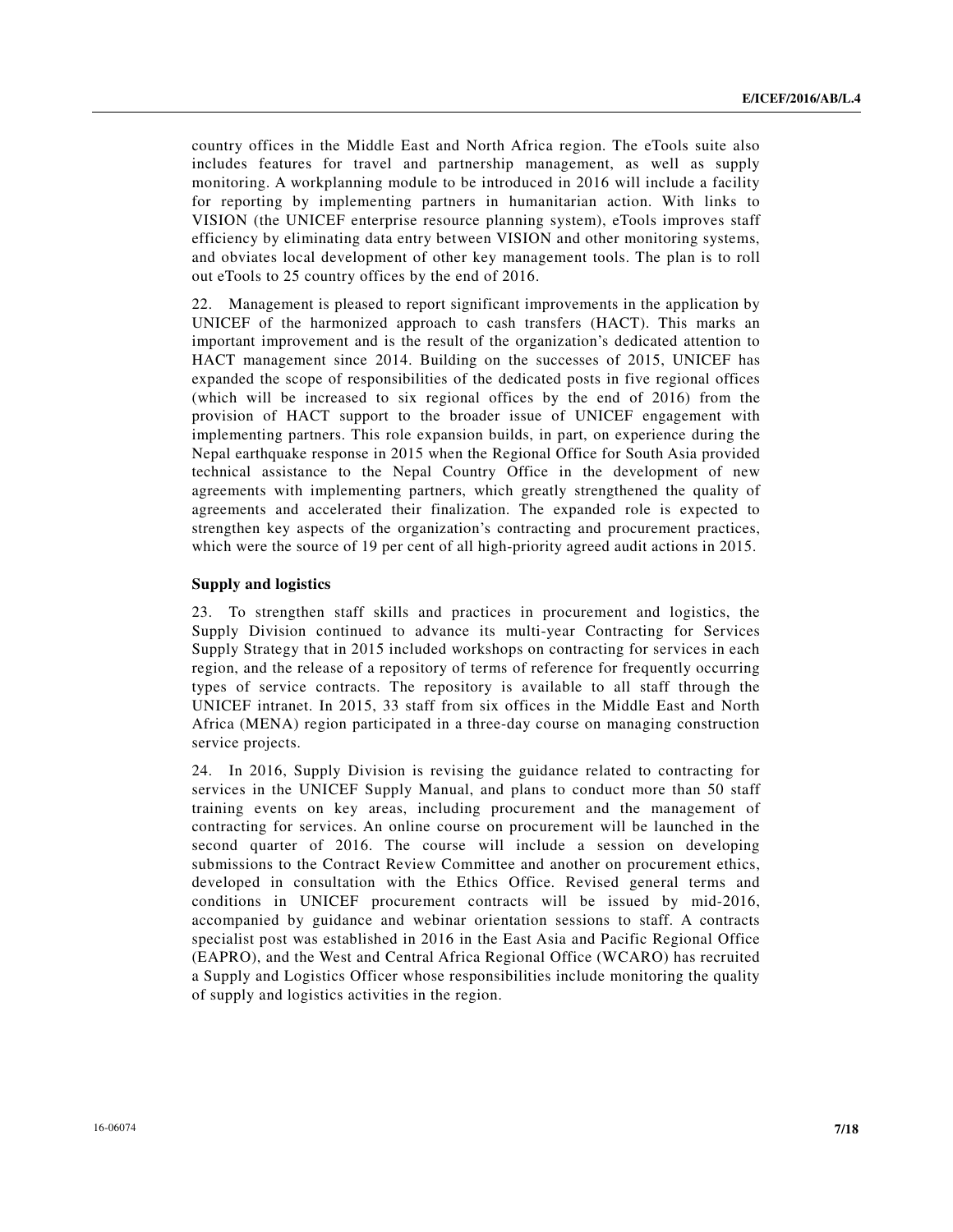country offices in the Middle East and North Africa region. The eTools suite also includes features for travel and partnership management, as well as supply monitoring. A workplanning module to be introduced in 2016 will include a facility for reporting by implementing partners in humanitarian action. With links to VISION (the UNICEF enterprise resource planning system), eTools improves staff efficiency by eliminating data entry between VISION and other monitoring systems, and obviates local development of other key management tools. The plan is to roll out eTools to 25 country offices by the end of 2016.

22. Management is pleased to report significant improvements in the application by UNICEF of the harmonized approach to cash transfers (HACT). This marks an important improvement and is the result of the organization's dedicated attention to HACT management since 2014. Building on the successes of 2015, UNICEF has expanded the scope of responsibilities of the dedicated posts in five regional offices (which will be increased to six regional offices by the end of 2016) from the provision of HACT support to the broader issue of UNICEF engagement with implementing partners. This role expansion builds, in part, on experience during the Nepal earthquake response in 2015 when the Regional Office for South Asia provided technical assistance to the Nepal Country Office in the development of new agreements with implementing partners, which greatly strengthened the quality of agreements and accelerated their finalization. The expanded role is expected to strengthen key aspects of the organization's contracting and procurement practices, which were the source of 19 per cent of all high-priority agreed audit actions in 2015.

### Supply and logistics

23. To strengthen staff skills and practices in procurement and logistics, the Supply Division continued to advance its multi-year Contracting for Services Supply Strategy that in 2015 included workshops on contracting for services in each region, and the release of a repository of terms of reference for frequently occurring types of service contracts. The repository is available to all staff through the UNICEF intranet. In 2015, 33 staff from six offices in the Middle East and North Africa (MENA) region participated in a three-day course on managing construction service projects.

24. In 2016, Supply Division is revising the guidance related to contracting for services in the UNICEF Supply Manual, and plans to conduct more than 50 staff training events on key areas, including procurement and the management of contracting for services. An online course on procurement will be launched in the second quarter of 2016. The course will include a session on developing submissions to the Contract Review Committee and another on procurement ethics, developed in consultation with the Ethics Office. Revised general terms and conditions in UNICEF procurement contracts will be issued by mid-2016, accompanied by guidance and webinar orientation sessions to staff. A contracts specialist post was established in 2016 in the East Asia and Pacific Regional Office (EAPRO), and the West and Central Africa Regional Office (WCARO) has recruited a Supply and Logistics Officer whose responsibilities include monitoring the quality of supply and logistics activities in the region.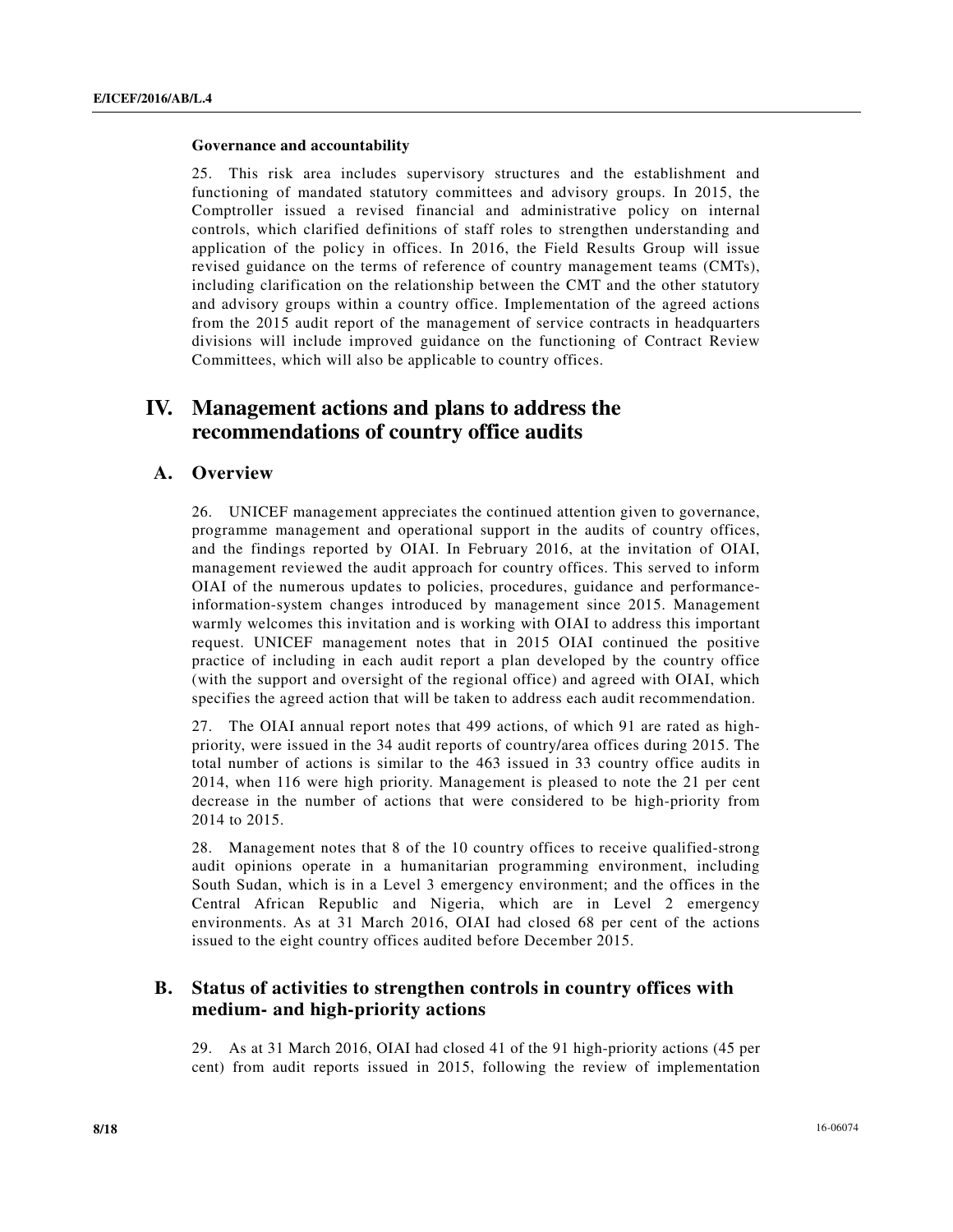**Governance and accountability**

25. This risk area includes supervisory structures and the establishment and functioning of mandated statutory committees and advisory groups. In 2015, the Comptroller issued a revised financial and administrative policy on internal controls, which clarified definitions of staff roles to strengthen understanding and application of the policy in offices. In 2016, the Field Results Group will issue revised guidance on the terms of reference of country management teams (CMTs), including clarification on the relationship between the CMT and the other statutory and advisory groups within a country office. Implementation of the agreed actions from the 2015 audit report of the management of service contracts in headquarters divisions will include improved guidance on the functioning of Contract Review Committees, which will also be applicable to country offices.

# IV. Management actions and plans to address the recommendations of country office audits

## A. Overview

26. UNICEF management appreciates the continued attention given to governance, programme management and operational support in the audits of country offices, and the findings reported by OIAI. In February 2016, at the invitation of OIAI, management reviewed the audit approach for country offices. This served to inform OIAI of the numerous updates to policies, procedures, guidance and performance-information-system changes introduced by management since 2015. Management warmly welcomes this invitation and is working with OIAI to address this important request. UNICEF management notes that in 2015 OIAI continued the positive practice of including in each audit report a plan developed by the country office (with the support and oversight of the regional office) and agreed with OIAI, which specifies the agreed action that will be taken to address each audit recommendation.

27. The OIAI annual report notes that 499 actions, of which 91 are rated as high-priority, were issued in the 34 audit reports of country/area offices during 2015. The total number of actions is similar to the 463 issued in 33 country office audits in 2014, when 116 were high priority. Management is pleased to note the 21 per cent decrease in the number of actions that were considered to be high-priority from 2014 to 2015.

28. Management notes that 8 of the 10 country offices to receive qualified-strong audit opinions operate in a humanitarian programming environment, including South Sudan, which is in a Level 3 emergency environment; and the offices in the Central African Republic and Nigeria, which are in Level 2 emergency environments. As at 31 March 2016, OIAI had closed 68 per cent of the actions issued to the eight country offices audited before December 2015.

## B. Status of activities to strengthen controls in country offices with medium- and high-priority actions

29. As at 31 March 2016, OIAI had closed 41 of the 91 high-priority actions (45 per cent) from audit reports issued in 2015, following the review of implementation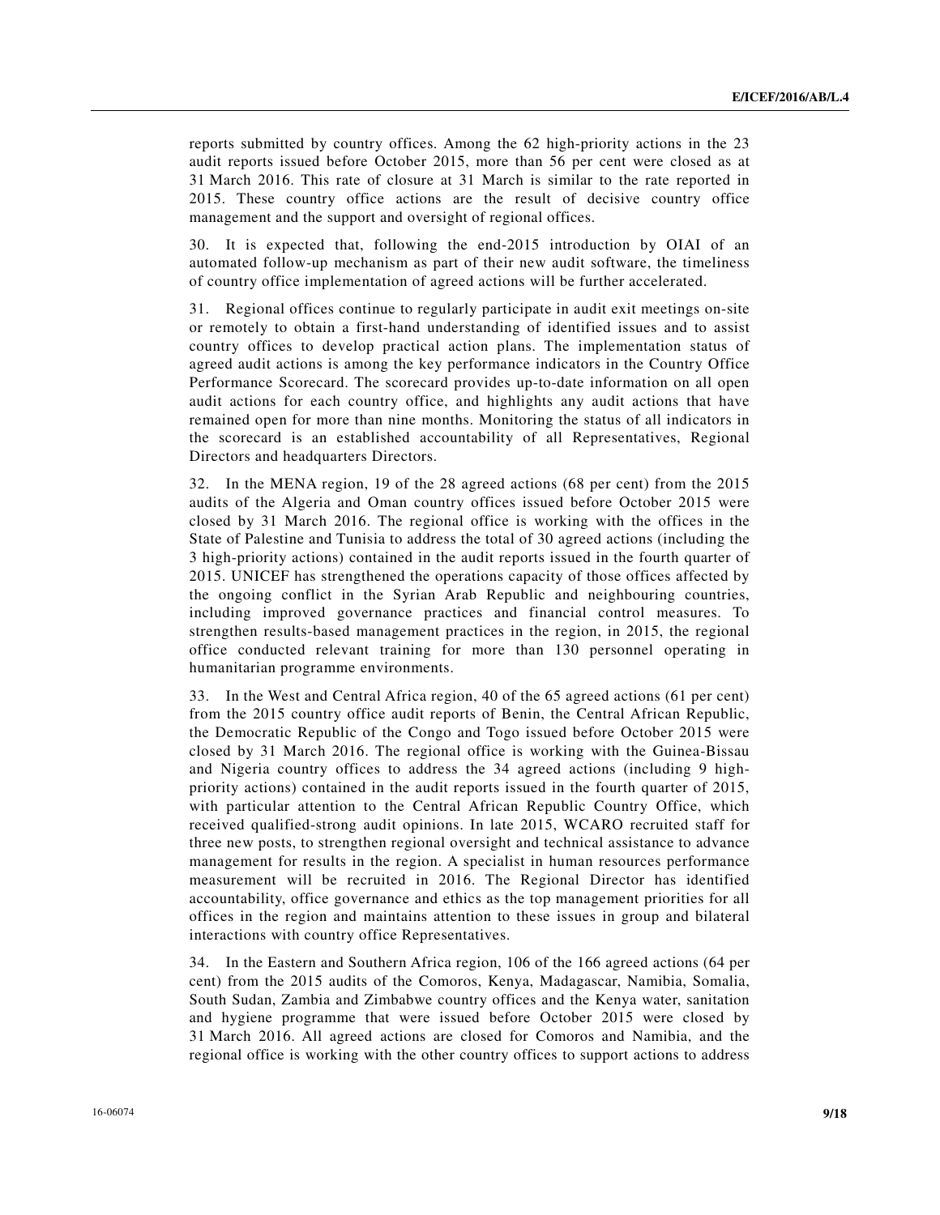reports submitted by country offices. Among the 62 high-priority actions in the 23 audit reports issued before October 2015, more than 56 per cent were closed as at 31 March 2016. This rate of closure at 31 March is similar to the rate reported in 2015. These country office actions are the result of decisive country office management and the support and oversight of regional offices.

30. It is expected that, following the end-2015 introduction by OIAI of an automated follow-up mechanism as part of their new audit software, the timeliness of country office implementation of agreed actions will be further accelerated.

31. Regional offices continue to regularly participate in audit exit meetings on-site or remotely to obtain a first-hand understanding of identified issues and to assist country offices to develop practical action plans. The implementation status of agreed audit actions is among the key performance indicators in the Country Office Performance Scorecard. The scorecard provides up-to-date information on all open audit actions for each country office, and highlights any audit actions that have remained open for more than nine months. Monitoring the status of all indicators in the scorecard is an established accountability of all Representatives, Regional Directors and headquarters Directors.

32. In the MENA region, 19 of the 28 agreed actions (68 per cent) from the 2015 audits of the Algeria and Oman country offices issued before October 2015 were closed by 31 March 2016. The regional office is working with the offices in the State of Palestine and Tunisia to address the total of 30 agreed actions (including the 3 high-priority actions) contained in the audit reports issued in the fourth quarter of 2015. UNICEF has strengthened the operations capacity of those offices affected by the ongoing conflict in the Syrian Arab Republic and neighbouring countries, including improved governance practices and financial control measures. To strengthen results-based management practices in the region, in 2015, the regional office conducted relevant training for more than 130 personnel operating in humanitarian programme environments.

33. In the West and Central Africa region, 40 of the 65 agreed actions (61 per cent) from the 2015 country office audit reports of Benin, the Central African Republic, the Democratic Republic of the Congo and Togo issued before October 2015 were closed by 31 March 2016. The regional office is working with the Guinea-Bissau and Nigeria country offices to address the 34 agreed actions (including 9 high-priority actions) contained in the audit reports issued in the fourth quarter of 2015, with particular attention to the Central African Republic Country Office, which received qualified-strong audit opinions. In late 2015, WCARO recruited staff for three new posts, to strengthen regional oversight and technical assistance to advance management for results in the region. A specialist in human resources performance measurement will be recruited in 2016. The Regional Director has identified accountability, office governance and ethics as the top management priorities for all offices in the region and maintains attention to these issues in group and bilateral interactions with country office Representatives.

34. In the Eastern and Southern Africa region, 106 of the 166 agreed actions (64 per cent) from the 2015 audits of the Comoros, Kenya, Madagascar, Namibia, Somalia, South Sudan, Zambia and Zimbabwe country offices and the Kenya water, sanitation and hygiene programme that were issued before October 2015 were closed by 31 March 2016. All agreed actions are closed for Comoros and Namibia, and the regional office is working with the other country offices to support actions to address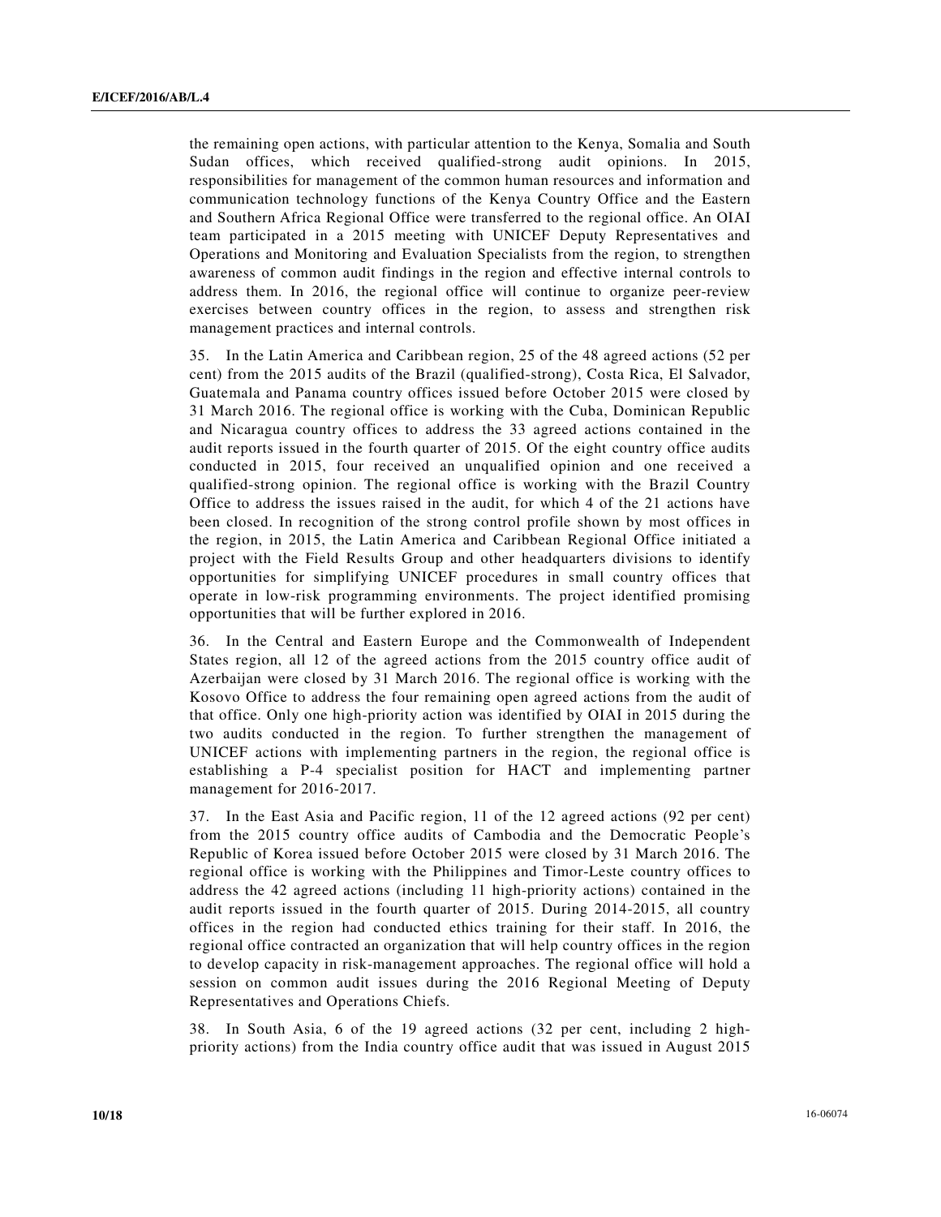the remaining open actions, with particular attention to the Kenya, Somalia and South Sudan offices, which received qualified-strong audit opinions. In 2015, responsibilities for management of the common human resources and information and communication technology functions of the Kenya Country Office and the Eastern and Southern Africa Regional Office were transferred to the regional office. An OIAI team participated in a 2015 meeting with UNICEF Deputy Representatives and Operations and Monitoring and Evaluation Specialists from the region, to strengthen awareness of common audit findings in the region and effective internal controls to address them. In 2016, the regional office will continue to organize peer-review exercises between country offices in the region, to assess and strengthen risk management practices and internal controls.

35. In the Latin America and Caribbean region, 25 of the 48 agreed actions (52 per cent) from the 2015 audits of the Brazil (qualified-strong), Costa Rica, El Salvador, Guatemala and Panama country offices issued before October 2015 were closed by 31 March 2016. The regional office is working with the Cuba, Dominican Republic and Nicaragua country offices to address the 33 agreed actions contained in the audit reports issued in the fourth quarter of 2015. Of the eight country office audits conducted in 2015, four received an unqualified opinion and one received a qualified-strong opinion. The regional office is working with the Brazil Country Office to address the issues raised in the audit, for which 4 of the 21 actions have been closed. In recognition of the strong control profile shown by most offices in the region, in 2015, the Latin America and Caribbean Regional Office initiated a project with the Field Results Group and other headquarters divisions to identify opportunities for simplifying UNICEF procedures in small country offices that operate in low-risk programming environments. The project identified promising opportunities that will be further explored in 2016.

36. In the Central and Eastern Europe and the Commonwealth of Independent States region, all 12 of the agreed actions from the 2015 country office audit of Azerbaijan were closed by 31 March 2016. The regional office is working with the Kosovo Office to address the four remaining open agreed actions from the audit of that office. Only one high-priority action was identified by OIAI in 2015 during the two audits conducted in the region. To further strengthen the management of UNICEF actions with implementing partners in the region, the regional office is establishing a P-4 specialist position for HACT and implementing partner management for 2016-2017.

37. In the East Asia and Pacific region, 11 of the 12 agreed actions (92 per cent) from the 2015 country office audits of Cambodia and the Democratic People's Republic of Korea issued before October 2015 were closed by 31 March 2016. The regional office is working with the Philippines and Timor-Leste country offices to address the 42 agreed actions (including 11 high-priority actions) contained in the audit reports issued in the fourth quarter of 2015. During 2014-2015, all country offices in the region had conducted ethics training for their staff. In 2016, the regional office contracted an organization that will help country offices in the region to develop capacity in risk-management approaches. The regional office will hold a session on common audit issues during the 2016 Regional Meeting of Deputy Representatives and Operations Chiefs.

38. In South Asia, 6 of the 19 agreed actions (32 per cent, including 2 high-priority actions) from the India country office audit that was issued in August 2015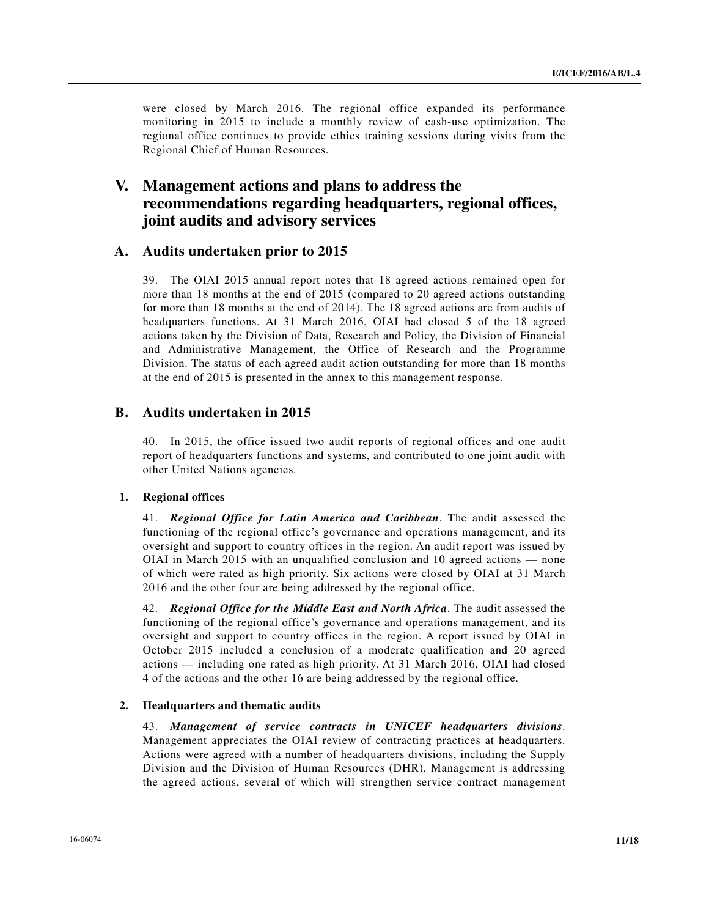were closed by March 2016. The regional office expanded its performance monitoring in 2015 to include a monthly review of cash-use optimization. The regional office continues to provide ethics training sessions during visits from the Regional Chief of Human Resources.

# V. Management actions and plans to address the recommendations regarding headquarters, regional offices, joint audits and advisory services

## A. Audits undertaken prior to 2015

39. The OIAI 2015 annual report notes that 18 agreed actions remained open for more than 18 months at the end of 2015 (compared to 20 agreed actions outstanding for more than 18 months at the end of 2014). The 18 agreed actions are from audits of headquarters functions. At 31 March 2016, OIAI had closed 5 of the 18 agreed actions taken by the Division of Data, Research and Policy, the Division of Financial and Administrative Management, the Office of Research and the Programme Division. The status of each agreed audit action outstanding for more than 18 months at the end of 2015 is presented in the annex to this management response.

## B. Audits undertaken in 2015

40. In 2015, the office issued two audit reports of regional offices and one audit report of headquarters functions and systems, and contributed to one joint audit with other United Nations agencies.

### 1. Regional offices

41. ***Regional Office for Latin America and Caribbean***. The audit assessed the functioning of the regional office's governance and operations management, and its oversight and support to country offices in the region. An audit report was issued by OIAI in March 2015 with an unqualified conclusion and 10 agreed actions — none of which were rated as high priority. Six actions were closed by OIAI at 31 March 2016 and the other four are being addressed by the regional office.

42. ***Regional Office for the Middle East and North Africa***. The audit assessed the functioning of the regional office's governance and operations management, and its oversight and support to country offices in the region. A report issued by OIAI in October 2015 included a conclusion of a moderate qualification and 20 agreed actions — including one rated as high priority. At 31 March 2016, OIAI had closed 4 of the actions and the other 16 are being addressed by the regional office.

### 2. Headquarters and thematic audits

43. ***Management of service contracts in UNICEF headquarters divisions***. Management appreciates the OIAI review of contracting practices at headquarters. Actions were agreed with a number of headquarters divisions, including the Supply Division and the Division of Human Resources (DHR). Management is addressing the agreed actions, several of which will strengthen service contract management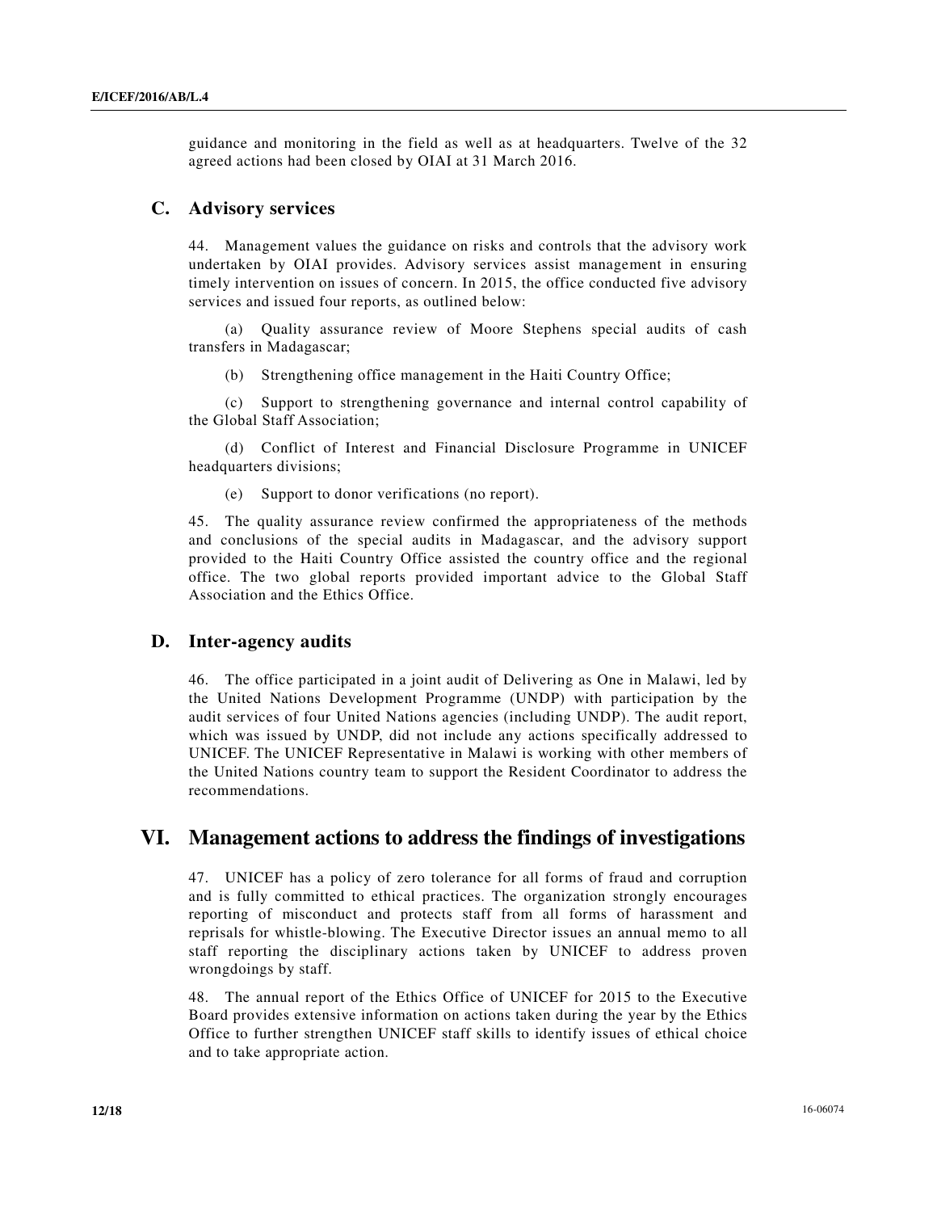guidance and monitoring in the field as well as at headquarters. Twelve of the 32 agreed actions had been closed by OIAI at 31 March 2016.

## C. Advisory services

44. Management values the guidance on risks and controls that the advisory work undertaken by OIAI provides. Advisory services assist management in ensuring timely intervention on issues of concern. In 2015, the office conducted five advisory services and issued four reports, as outlined below:

(a) Quality assurance review of Moore Stephens special audits of cash transfers in Madagascar;

(b) Strengthening office management in the Haiti Country Office;

(c) Support to strengthening governance and internal control capability of the Global Staff Association;

(d) Conflict of Interest and Financial Disclosure Programme in UNICEF headquarters divisions;

(e) Support to donor verifications (no report).

45. The quality assurance review confirmed the appropriateness of the methods and conclusions of the special audits in Madagascar, and the advisory support provided to the Haiti Country Office assisted the country office and the regional office. The two global reports provided important advice to the Global Staff Association and the Ethics Office.

## D. Inter-agency audits

46. The office participated in a joint audit of Delivering as One in Malawi, led by the United Nations Development Programme (UNDP) with participation by the audit services of four United Nations agencies (including UNDP). The audit report, which was issued by UNDP, did not include any actions specifically addressed to UNICEF. The UNICEF Representative in Malawi is working with other members of the United Nations country team to support the Resident Coordinator to address the recommendations.

# VI. Management actions to address the findings of investigations

47. UNICEF has a policy of zero tolerance for all forms of fraud and corruption and is fully committed to ethical practices. The organization strongly encourages reporting of misconduct and protects staff from all forms of harassment and reprisals for whistle-blowing. The Executive Director issues an annual memo to all staff reporting the disciplinary actions taken by UNICEF to address proven wrongdoings by staff.

48. The annual report of the Ethics Office of UNICEF for 2015 to the Executive Board provides extensive information on actions taken during the year by the Ethics Office to further strengthen UNICEF staff skills to identify issues of ethical choice and to take appropriate action.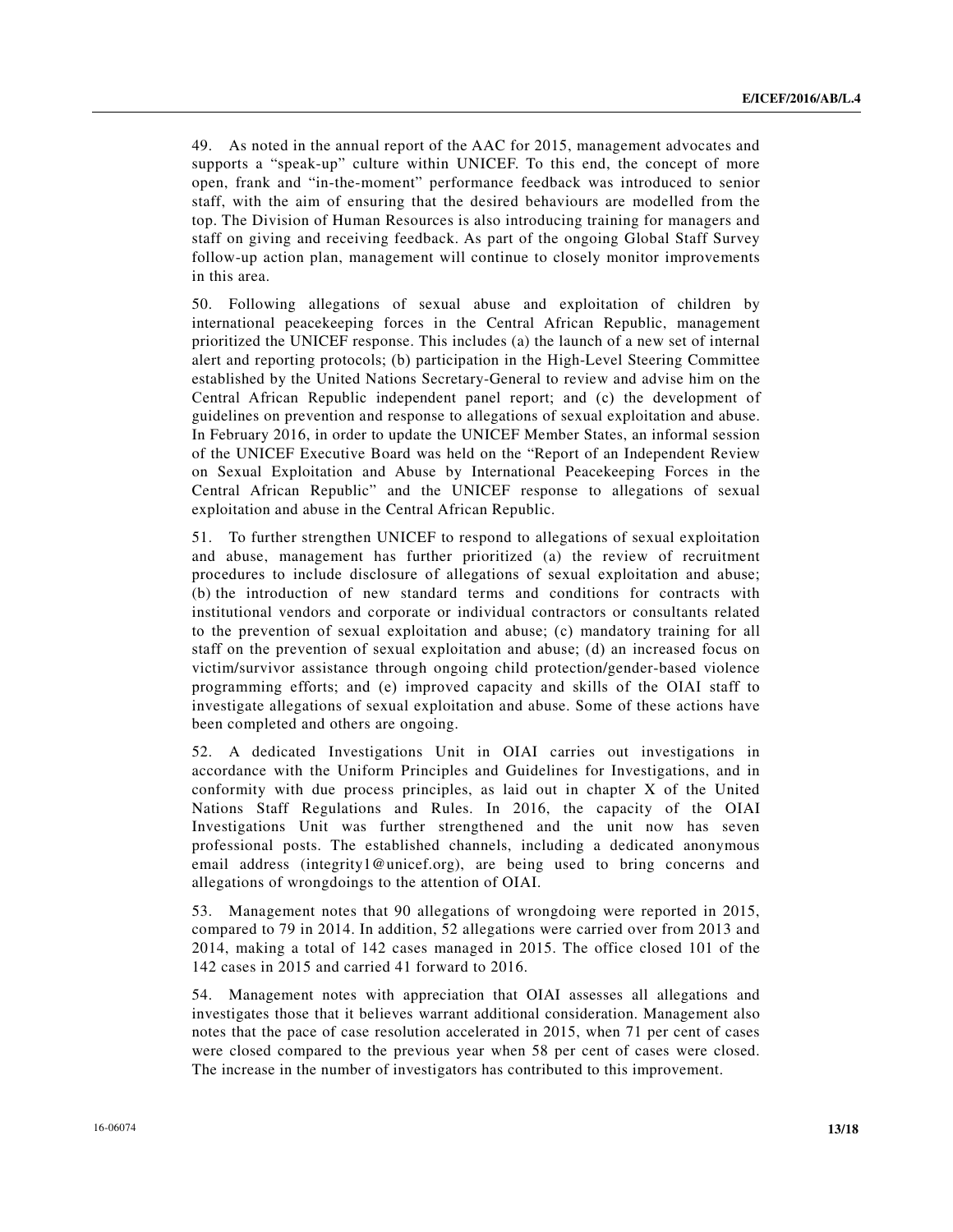49. As noted in the annual report of the AAC for 2015, management advocates and supports a "speak-up" culture within UNICEF. To this end, the concept of more open, frank and "in-the-moment" performance feedback was introduced to senior staff, with the aim of ensuring that the desired behaviours are modelled from the top. The Division of Human Resources is also introducing training for managers and staff on giving and receiving feedback. As part of the ongoing Global Staff Survey follow-up action plan, management will continue to closely monitor improvements in this area.

50. Following allegations of sexual abuse and exploitation of children by international peacekeeping forces in the Central African Republic, management prioritized the UNICEF response. This includes (a) the launch of a new set of internal alert and reporting protocols; (b) participation in the High-Level Steering Committee established by the United Nations Secretary-General to review and advise him on the Central African Republic independent panel report; and (c) the development of guidelines on prevention and response to allegations of sexual exploitation and abuse. In February 2016, in order to update the UNICEF Member States, an informal session of the UNICEF Executive Board was held on the "Report of an Independent Review on Sexual Exploitation and Abuse by International Peacekeeping Forces in the Central African Republic" and the UNICEF response to allegations of sexual exploitation and abuse in the Central African Republic.

51. To further strengthen UNICEF to respond to allegations of sexual exploitation and abuse, management has further prioritized (a) the review of recruitment procedures to include disclosure of allegations of sexual exploitation and abuse; (b) the introduction of new standard terms and conditions for contracts with institutional vendors and corporate or individual contractors or consultants related to the prevention of sexual exploitation and abuse; (c) mandatory training for all staff on the prevention of sexual exploitation and abuse; (d) an increased focus on victim/survivor assistance through ongoing child protection/gender-based violence programming efforts; and (e) improved capacity and skills of the OIAI staff to investigate allegations of sexual exploitation and abuse. Some of these actions have been completed and others are ongoing.

52. A dedicated Investigations Unit in OIAI carries out investigations in accordance with the Uniform Principles and Guidelines for Investigations, and in conformity with due process principles, as laid out in chapter X of the United Nations Staff Regulations and Rules. In 2016, the capacity of the OIAI Investigations Unit was further strengthened and the unit now has seven professional posts. The established channels, including a dedicated anonymous email address (integrity1@unicef.org), are being used to bring concerns and allegations of wrongdoings to the attention of OIAI.

53. Management notes that 90 allegations of wrongdoing were reported in 2015, compared to 79 in 2014. In addition, 52 allegations were carried over from 2013 and 2014, making a total of 142 cases managed in 2015. The office closed 101 of the 142 cases in 2015 and carried 41 forward to 2016.

54. Management notes with appreciation that OIAI assesses all allegations and investigates those that it believes warrant additional consideration. Management also notes that the pace of case resolution accelerated in 2015, when 71 per cent of cases were closed compared to the previous year when 58 per cent of cases were closed. The increase in the number of investigators has contributed to this improvement.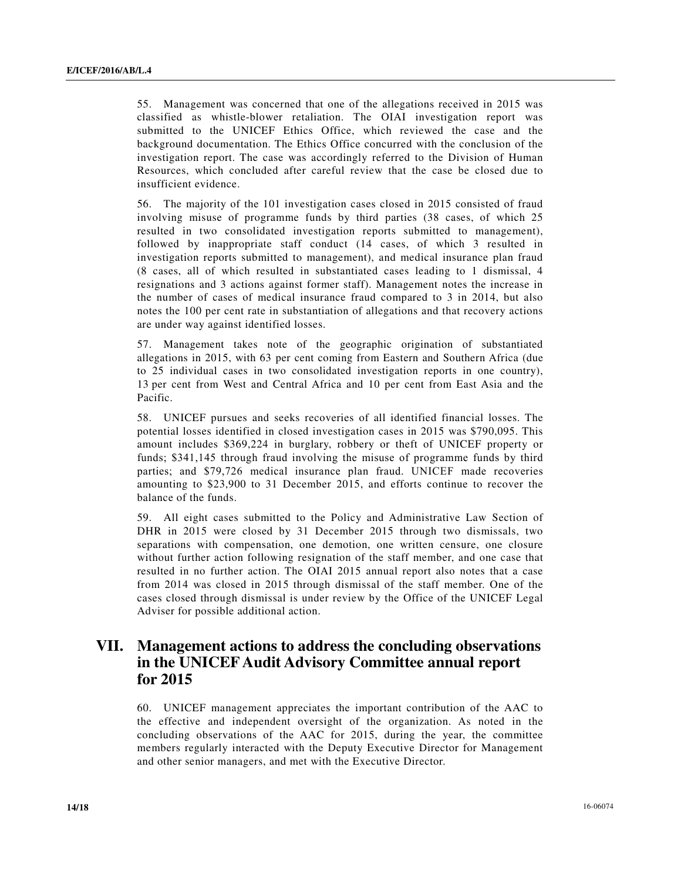55. Management was concerned that one of the allegations received in 2015 was classified as whistle-blower retaliation. The OIAI investigation report was submitted to the UNICEF Ethics Office, which reviewed the case and the background documentation. The Ethics Office concurred with the conclusion of the investigation report. The case was accordingly referred to the Division of Human Resources, which concluded after careful review that the case be closed due to insufficient evidence.

56. The majority of the 101 investigation cases closed in 2015 consisted of fraud involving misuse of programme funds by third parties (38 cases, of which 25 resulted in two consolidated investigation reports submitted to management), followed by inappropriate staff conduct (14 cases, of which 3 resulted in investigation reports submitted to management), and medical insurance plan fraud (8 cases, all of which resulted in substantiated cases leading to 1 dismissal, 4 resignations and 3 actions against former staff). Management notes the increase in the number of cases of medical insurance fraud compared to 3 in 2014, but also notes the 100 per cent rate in substantiation of allegations and that recovery actions are under way against identified losses.

57. Management takes note of the geographic origination of substantiated allegations in 2015, with 63 per cent coming from Eastern and Southern Africa (due to 25 individual cases in two consolidated investigation reports in one country), 13 per cent from West and Central Africa and 10 per cent from East Asia and the Pacific.

58. UNICEF pursues and seeks recoveries of all identified financial losses. The potential losses identified in closed investigation cases in 2015 was $790,095. This amount includes $369,224 in burglary, robbery or theft of UNICEF property or funds; $341,145 through fraud involving the misuse of programme funds by third parties; and $79,726 medical insurance plan fraud. UNICEF made recoveries amounting to $23,900 to 31 December 2015, and efforts continue to recover the balance of the funds.

59. All eight cases submitted to the Policy and Administrative Law Section of DHR in 2015 were closed by 31 December 2015 through two dismissals, two separations with compensation, one demotion, one written censure, one closure without further action following resignation of the staff member, and one case that resulted in no further action. The OIAI 2015 annual report also notes that a case from 2014 was closed in 2015 through dismissal of the staff member. One of the cases closed through dismissal is under review by the Office of the UNICEF Legal Adviser for possible additional action.

## VII. Management actions to address the concluding observations in the UNICEF Audit Advisory Committee annual report for 2015

60. UNICEF management appreciates the important contribution of the AAC to the effective and independent oversight of the organization. As noted in the concluding observations of the AAC for 2015, during the year, the committee members regularly interacted with the Deputy Executive Director for Management and other senior managers, and met with the Executive Director.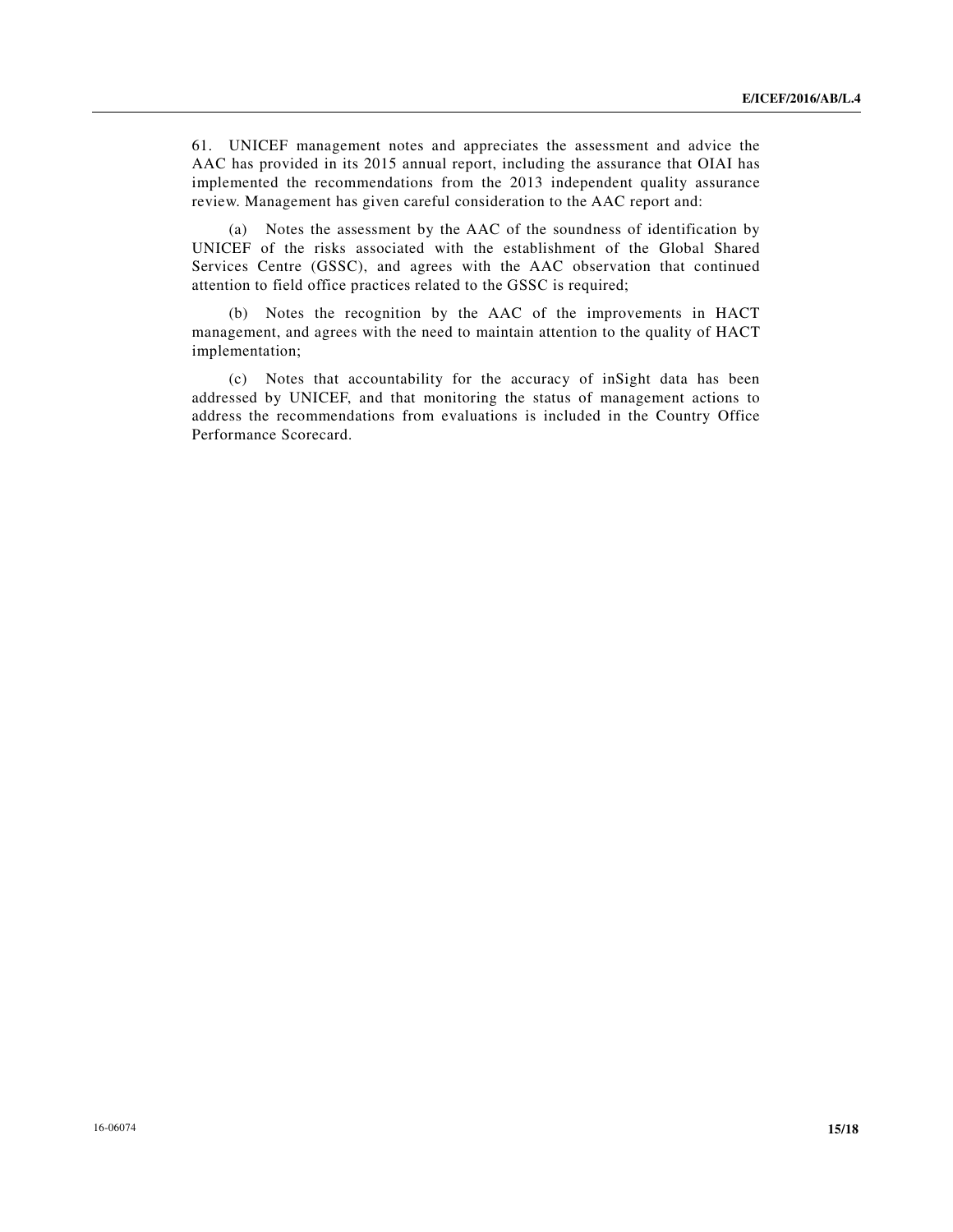61. UNICEF management notes and appreciates the assessment and advice the AAC has provided in its 2015 annual report, including the assurance that OIAI has implemented the recommendations from the 2013 independent quality assurance review. Management has given careful consideration to the AAC report and:

(a) Notes the assessment by the AAC of the soundness of identification by UNICEF of the risks associated with the establishment of the Global Shared Services Centre (GSSC), and agrees with the AAC observation that continued attention to field office practices related to the GSSC is required;

(b) Notes the recognition by the AAC of the improvements in HACT management, and agrees with the need to maintain attention to the quality of HACT implementation;

(c) Notes that accountability for the accuracy of inSight data has been addressed by UNICEF, and that monitoring the status of management actions to address the recommendations from evaluations is included in the Country Office Performance Scorecard.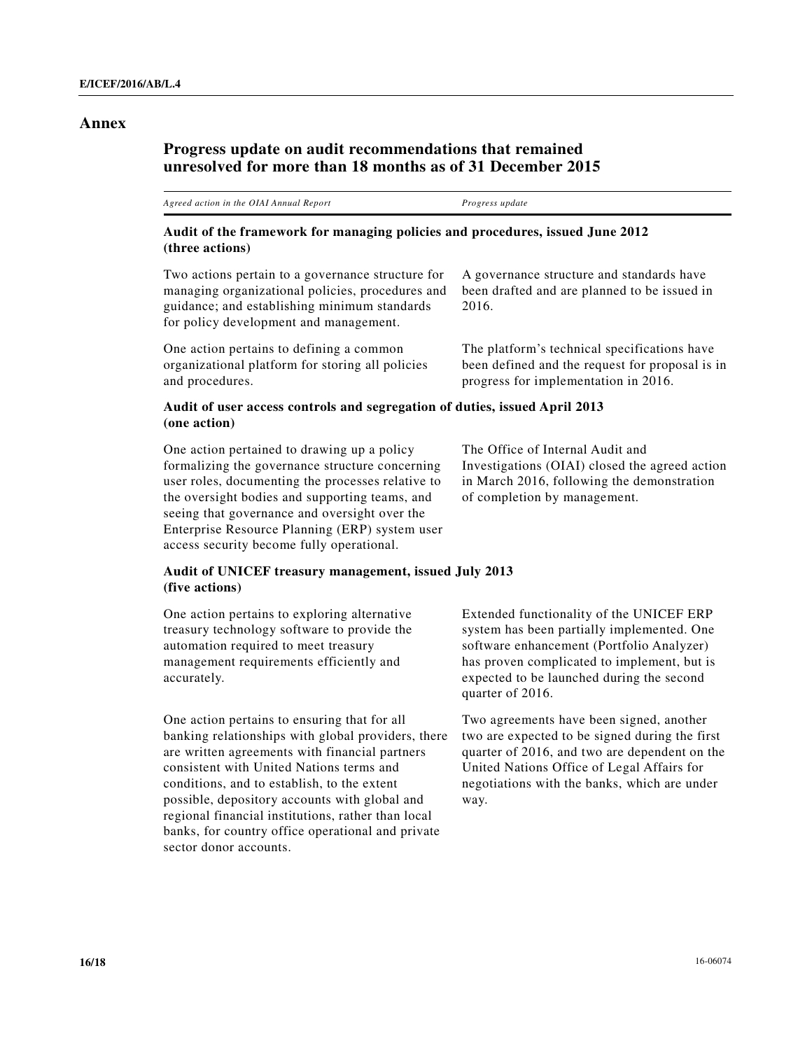# Annex

## Progress update on audit recommendations that remained unresolved for more than 18 months as of 31 December 2015

| *Agreed action in the OIAI Annual Report* | *Progress update* |
|---|---|
| **Audit of the framework for managing policies and procedures, issued June 2012 (three actions)** | |
| Two actions pertain to a governance structure for managing organizational policies, procedures and guidance; and establishing minimum standards for policy development and management. | A governance structure and standards have been drafted and are planned to be issued in 2016. |
| One action pertains to defining a common organizational platform for storing all policies and procedures. | The platform's technical specifications have been defined and the request for proposal is in progress for implementation in 2016. |
| **Audit of user access controls and segregation of duties, issued April 2013 (one action)** | |
| One action pertained to drawing up a policy formalizing the governance structure concerning user roles, documenting the processes relative to the oversight bodies and supporting teams, and seeing that governance and oversight over the Enterprise Resource Planning (ERP) system user access security become fully operational. | The Office of Internal Audit and Investigations (OIAI) closed the agreed action in March 2016, following the demonstration of completion by management. |
| **Audit of UNICEF treasury management, issued July 2013 (five actions)** | |
| One action pertains to exploring alternative treasury technology software to provide the automation required to meet treasury management requirements efficiently and accurately. | Extended functionality of the UNICEF ERP system has been partially implemented. One software enhancement (Portfolio Analyzer) has proven complicated to implement, but is expected to be launched during the second quarter of 2016. |
| One action pertains to ensuring that for all banking relationships with global providers, there are written agreements with financial partners consistent with United Nations terms and conditions, and to establish, to the extent possible, depository accounts with global and regional financial institutions, rather than local banks, for country office operational and private sector donor accounts. | Two agreements have been signed, another two are expected to be signed during the first quarter of 2016, and two are dependent on the United Nations Office of Legal Affairs for negotiations with the banks, which are under way. |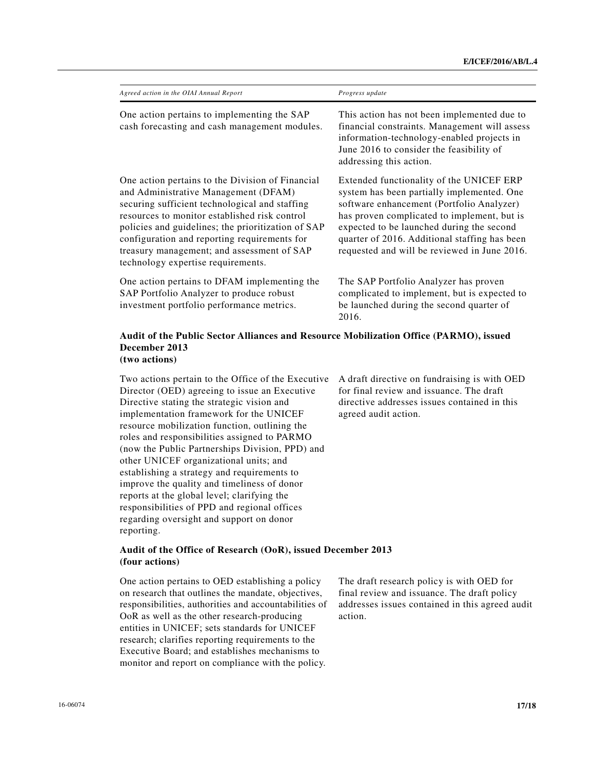| *Agreed action in the OIAI Annual Report* | *Progress update* |
|---|---|
| One action pertains to implementing the SAP cash forecasting and cash management modules. | This action has not been implemented due to financial constraints. Management will assess information-technology-enabled projects in June 2016 to consider the feasibility of addressing this action. |
| One action pertains to the Division of Financial and Administrative Management (DFAM) securing sufficient technological and staffing resources to monitor established risk control policies and guidelines; the prioritization of SAP configuration and reporting requirements for treasury management; and assessment of SAP technology expertise requirements. | Extended functionality of the UNICEF ERP system has been partially implemented. One software enhancement (Portfolio Analyzer) has proven complicated to implement, but is expected to be launched during the second quarter of 2016. Additional staffing has been requested and will be reviewed in June 2016. |
| One action pertains to DFAM implementing the SAP Portfolio Analyzer to produce robust investment portfolio performance metrics. | The SAP Portfolio Analyzer has proven complicated to implement, but is expected to be launched during the second quarter of 2016. |

**Audit of the Public Sector Alliances and Resource Mobilization Office (PARMO), issued December 2013**
**(two actions)**

| | |
|---|---|
| Two actions pertain to the Office of the Executive Director (OED) agreeing to issue an Executive Directive stating the strategic vision and implementation framework for the UNICEF resource mobilization function, outlining the roles and responsibilities assigned to PARMO (now the Public Partnerships Division, PPD) and other UNICEF organizational units; and establishing a strategy and requirements to improve the quality and timeliness of donor reports at the global level; clarifying the responsibilities of PPD and regional offices regarding oversight and support on donor reporting. | A draft directive on fundraising is with OED for final review and issuance. The draft directive addresses issues contained in this agreed audit action. |

**Audit of the Office of Research (OoR), issued December 2013**
**(four actions)**

| | |
|---|---|
| One action pertains to OED establishing a policy on research that outlines the mandate, objectives, responsibilities, authorities and accountabilities of OoR as well as the other research-producing entities in UNICEF; sets standards for UNICEF research; clarifies reporting requirements to the Executive Board; and establishes mechanisms to monitor and report on compliance with the policy. | The draft research policy is with OED for final review and issuance. The draft policy addresses issues contained in this agreed audit action. |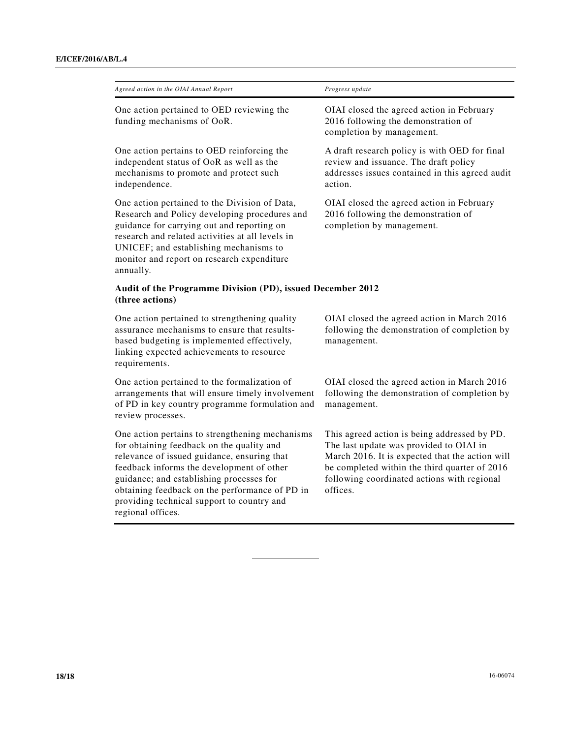| *Agreed action in the OIAI Annual Report* | *Progress update* |
| --- | --- |
| One action pertained to OED reviewing the funding mechanisms of OoR. | OIAI closed the agreed action in February 2016 following the demonstration of completion by management. |
| One action pertains to OED reinforcing the independent status of OoR as well as the mechanisms to promote and protect such independence. | A draft research policy is with OED for final review and issuance. The draft policy addresses issues contained in this agreed audit action. |
| One action pertained to the Division of Data, Research and Policy developing procedures and guidance for carrying out and reporting on research and related activities at all levels in UNICEF; and establishing mechanisms to monitor and report on research expenditure annually. | OIAI closed the agreed action in February 2016 following the demonstration of completion by management. |
| **Audit of the Programme Division (PD), issued December 2012 (three actions)** | |
| One action pertained to strengthening quality assurance mechanisms to ensure that results-based budgeting is implemented effectively, linking expected achievements to resource requirements. | OIAI closed the agreed action in March 2016 following the demonstration of completion by management. |
| One action pertained to the formalization of arrangements that will ensure timely involvement of PD in key country programme formulation and review processes. | OIAI closed the agreed action in March 2016 following the demonstration of completion by management. |
| One action pertains to strengthening mechanisms for obtaining feedback on the quality and relevance of issued guidance, ensuring that feedback informs the development of other guidance; and establishing processes for obtaining feedback on the performance of PD in providing technical support to country and regional offices. | This agreed action is being addressed by PD. The last update was provided to OIAI in March 2016. It is expected that the action will be completed within the third quarter of 2016 following coordinated actions with regional offices. |